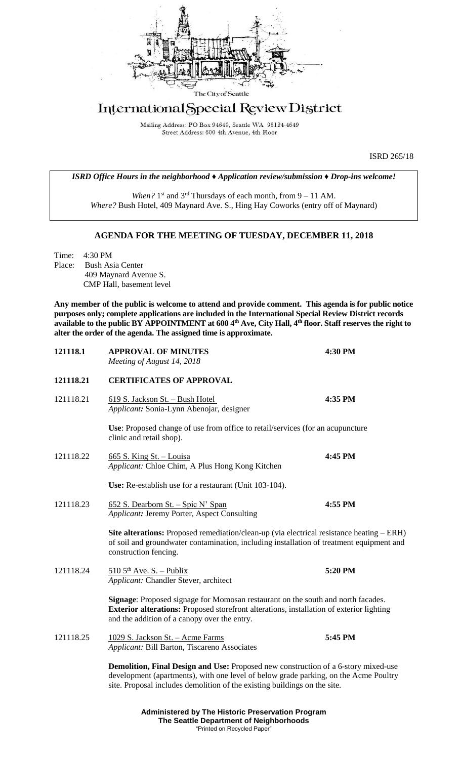The City of Seattle

# International Special Review District

Mailing Address: PO Box 94649, Seattle WA 98124-4649
Street Address: 600 4th Avenue, 4th Floor

ISRD 265/18

***ISRD Office Hours in the neighborhood ♦ Application review/submission ♦ Drop-ins welcome!***

*When?* 1st and 3rd Thursdays of each month, from 9 – 11 AM.
*Where?* Bush Hotel, 409 Maynard Ave. S., Hing Hay Coworks (entry off of Maynard)

## AGENDA FOR THE MEETING OF TUESDAY, DECEMBER 11, 2018

Time: 4:30 PM
Place: Bush Asia Center
409 Maynard Avenue S.
CMP Hall, basement level

**Any member of the public is welcome to attend and provide comment. This agenda is for public notice purposes only; complete applications are included in the International Special Review District records available to the public BY APPOINTMENT at 600 4th Ave, City Hall, 4th floor. Staff reserves the right to alter the order of the agenda. The assigned time is approximate.**

**121118.1 APPROVAL OF MINUTES** **4:30 PM**
*Meeting of August 14, 2018*

**121118.21 CERTIFICATES OF APPROVAL**

121118.21 619 S. Jackson St. – Bush Hotel **4:35 PM**
*Applicant:* Sonia-Lynn Abenojar, designer

**Use**: Proposed change of use from office to retail/services (for an acupuncture clinic and retail shop).

121118.22 665 S. King St. – Louisa **4:45 PM**
*Applicant:* Chloe Chim, A Plus Hong Kong Kitchen

**Use:** Re-establish use for a restaurant (Unit 103-104).

121118.23 652 S. Dearborn St. – Spic N' Span **4:55 PM**
*Applicant:* Jeremy Porter, Aspect Consulting

**Site alterations:** Proposed remediation/clean-up (via electrical resistance heating – ERH) of soil and groundwater contamination, including installation of treatment equipment and construction fencing.

121118.24 510 5th Ave. S. – Publix **5:20 PM**
*Applicant:* Chandler Stever, architect

**Signage**: Proposed signage for Momosan restaurant on the south and north facades.
**Exterior alterations:** Proposed storefront alterations, installation of exterior lighting and the addition of a canopy over the entry.

121118.25 1029 S. Jackson St. – Acme Farms **5:45 PM**
*Applicant:* Bill Barton, Tiscareno Associates

**Demolition, Final Design and Use:** Proposed new construction of a 6-story mixed-use development (apartments), with one level of below grade parking, on the Acme Poultry site. Proposal includes demolition of the existing buildings on the site.

**Administered by The Historic Preservation Program**
**The Seattle Department of Neighborhoods**
"Printed on Recycled Paper"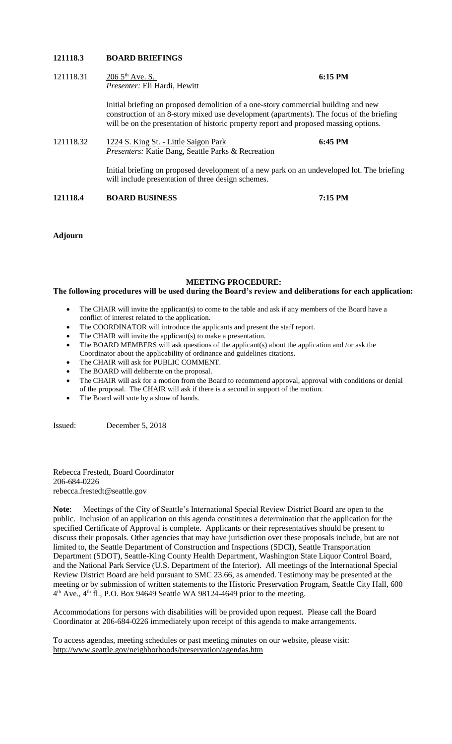**121118.3 BOARD BRIEFINGS**

121118.31 206 5th Ave. S. **6:15 PM**
*Presenter:* Eli Hardi, Hewitt

Initial briefing on proposed demolition of a one-story commercial building and new construction of an 8-story mixed use development (apartments). The focus of the briefing will be on the presentation of historic property report and proposed massing options.

121118.32 1224 S. King St. - Little Saigon Park **6:45 PM**
*Presenters:* Katie Bang, Seattle Parks & Recreation

Initial briefing on proposed development of a new park on an undeveloped lot. The briefing will include presentation of three design schemes.

**121118.4 BOARD BUSINESS 7:15 PM**

**Adjourn**

**MEETING PROCEDURE:**

**The following procedures will be used during the Board's review and deliberations for each application:**

- The CHAIR will invite the applicant(s) to come to the table and ask if any members of the Board have a conflict of interest related to the application.
- The COORDINATOR will introduce the applicants and present the staff report.
- The CHAIR will invite the applicant(s) to make a presentation.
- The BOARD MEMBERS will ask questions of the applicant(s) about the application and /or ask the Coordinator about the applicability of ordinance and guidelines citations.
- The CHAIR will ask for PUBLIC COMMENT.
- The BOARD will deliberate on the proposal.
- The CHAIR will ask for a motion from the Board to recommend approval, approval with conditions or denial of the proposal. The CHAIR will ask if there is a second in support of the motion.
- The Board will vote by a show of hands.

Issued: December 5, 2018

Rebecca Frestedt, Board Coordinator
206-684-0226
rebecca.frestedt@seattle.gov

**Note**: Meetings of the City of Seattle's International Special Review District Board are open to the public. Inclusion of an application on this agenda constitutes a determination that the application for the specified Certificate of Approval is complete. Applicants or their representatives should be present to discuss their proposals. Other agencies that may have jurisdiction over these proposals include, but are not limited to, the Seattle Department of Construction and Inspections (SDCI), Seattle Transportation Department (SDOT), Seattle-King County Health Department, Washington State Liquor Control Board, and the National Park Service (U.S. Department of the Interior). All meetings of the International Special Review District Board are held pursuant to SMC 23.66, as amended. Testimony may be presented at the meeting or by submission of written statements to the Historic Preservation Program, Seattle City Hall, 600 4th Ave., 4th fl., P.O. Box 94649 Seattle WA 98124-4649 prior to the meeting.

Accommodations for persons with disabilities will be provided upon request. Please call the Board Coordinator at 206-684-0226 immediately upon receipt of this agenda to make arrangements.

To access agendas, meeting schedules or past meeting minutes on our website, please visit: http://www.seattle.gov/neighborhoods/preservation/agendas.htm